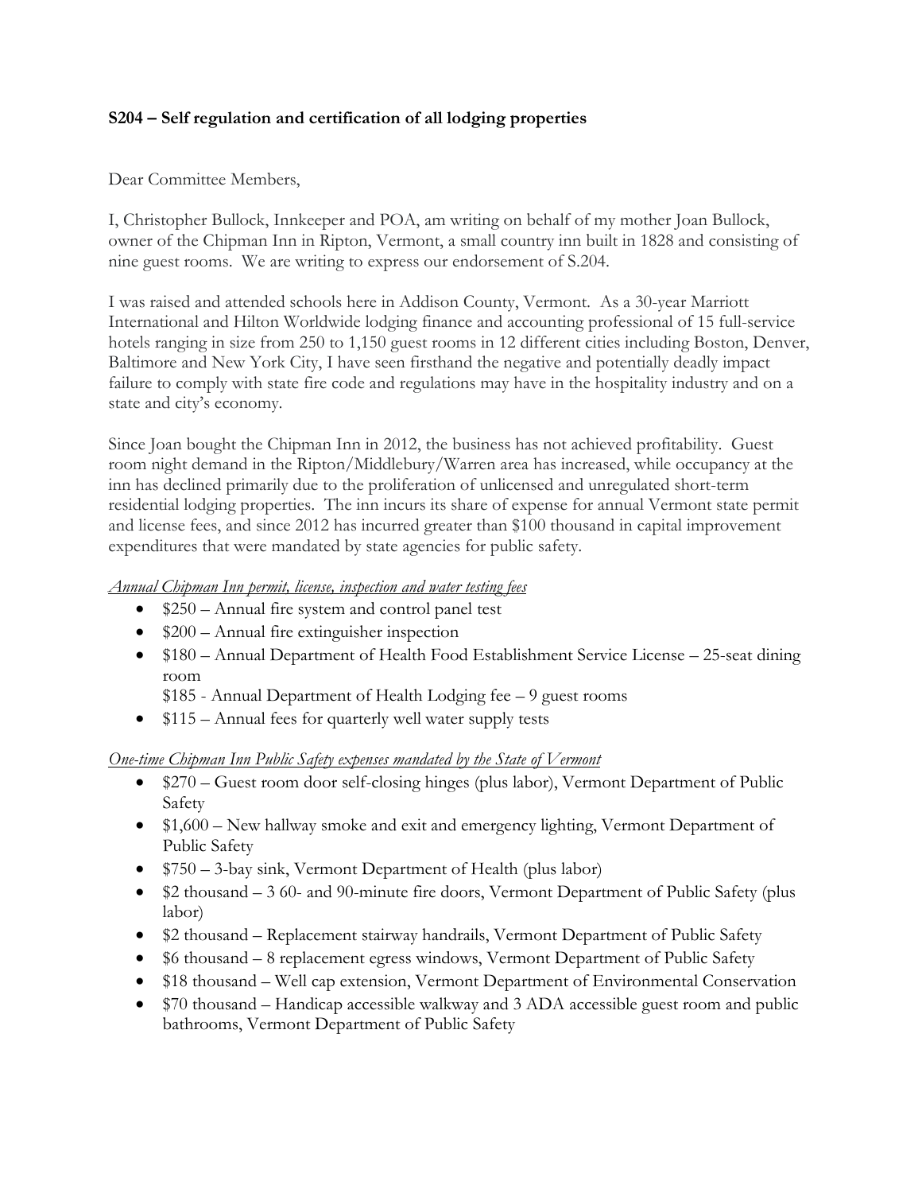**S204 – Self regulation and certification of all lodging properties**

Dear Committee Members,

I, Christopher Bullock, Innkeeper and POA, am writing on behalf of my mother Joan Bullock, owner of the Chipman Inn in Ripton, Vermont, a small country inn built in 1828 and consisting of nine guest rooms. We are writing to express our endorsement of S.204.

I was raised and attended schools here in Addison County, Vermont. As a 30-year Marriott International and Hilton Worldwide lodging finance and accounting professional of 15 full-service hotels ranging in size from 250 to 1,150 guest rooms in 12 different cities including Boston, Denver, Baltimore and New York City, I have seen firsthand the negative and potentially deadly impact failure to comply with state fire code and regulations may have in the hospitality industry and on a state and city's economy.

Since Joan bought the Chipman Inn in 2012, the business has not achieved profitability. Guest room night demand in the Ripton/Middlebury/Warren area has increased, while occupancy at the inn has declined primarily due to the proliferation of unlicensed and unregulated short-term residential lodging properties. The inn incurs its share of expense for annual Vermont state permit and license fees, and since 2012 has incurred greater than $100 thousand in capital improvement expenditures that were mandated by state agencies for public safety.

*Annual Chipman Inn permit, license, inspection and water testing fees*

- $250 – Annual fire system and control panel test
- $200 – Annual fire extinguisher inspection
- $180 – Annual Department of Health Food Establishment Service License – 25-seat dining room
  $185 - Annual Department of Health Lodging fee – 9 guest rooms
- $115 – Annual fees for quarterly well water supply tests

*One-time Chipman Inn Public Safety expenses mandated by the State of Vermont*

- $270 – Guest room door self-closing hinges (plus labor), Vermont Department of Public Safety
- $1,600 – New hallway smoke and exit and emergency lighting, Vermont Department of Public Safety
- $750 – 3-bay sink, Vermont Department of Health (plus labor)
- $2 thousand – 3 60- and 90-minute fire doors, Vermont Department of Public Safety (plus labor)
- $2 thousand – Replacement stairway handrails, Vermont Department of Public Safety
- $6 thousand – 8 replacement egress windows, Vermont Department of Public Safety
- $18 thousand – Well cap extension, Vermont Department of Environmental Conservation
- $70 thousand – Handicap accessible walkway and 3 ADA accessible guest room and public bathrooms, Vermont Department of Public Safety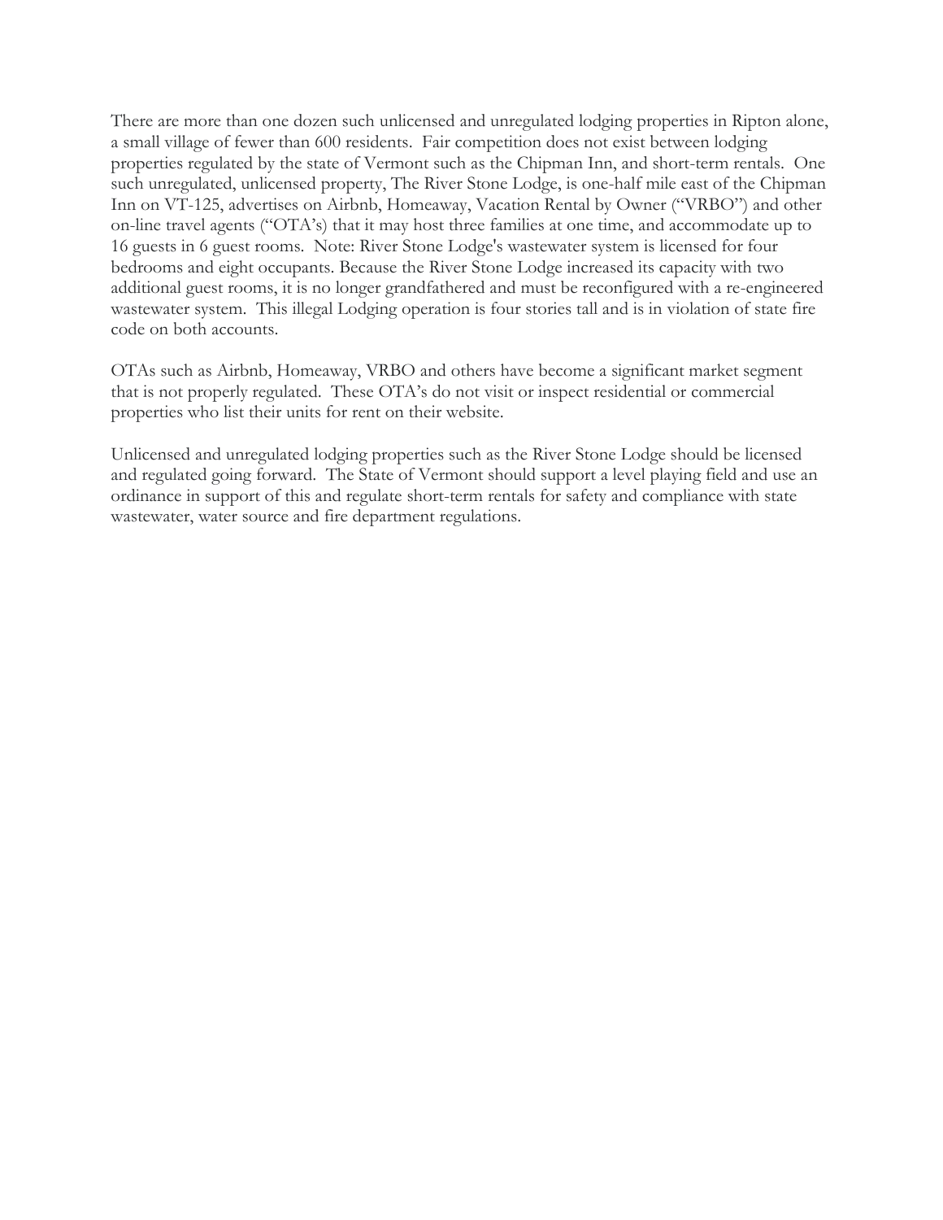There are more than one dozen such unlicensed and unregulated lodging properties in Ripton alone, a small village of fewer than 600 residents. Fair competition does not exist between lodging properties regulated by the state of Vermont such as the Chipman Inn, and short-term rentals. One such unregulated, unlicensed property, The River Stone Lodge, is one-half mile east of the Chipman Inn on VT-125, advertises on Airbnb, Homeaway, Vacation Rental by Owner ("VRBO") and other on-line travel agents ("OTA's) that it may host three families at one time, and accommodate up to 16 guests in 6 guest rooms. Note: River Stone Lodge's wastewater system is licensed for four bedrooms and eight occupants. Because the River Stone Lodge increased its capacity with two additional guest rooms, it is no longer grandfathered and must be reconfigured with a re-engineered wastewater system. This illegal Lodging operation is four stories tall and is in violation of state fire code on both accounts.

OTAs such as Airbnb, Homeaway, VRBO and others have become a significant market segment that is not properly regulated. These OTA's do not visit or inspect residential or commercial properties who list their units for rent on their website.

Unlicensed and unregulated lodging properties such as the River Stone Lodge should be licensed and regulated going forward. The State of Vermont should support a level playing field and use an ordinance in support of this and regulate short-term rentals for safety and compliance with state wastewater, water source and fire department regulations.